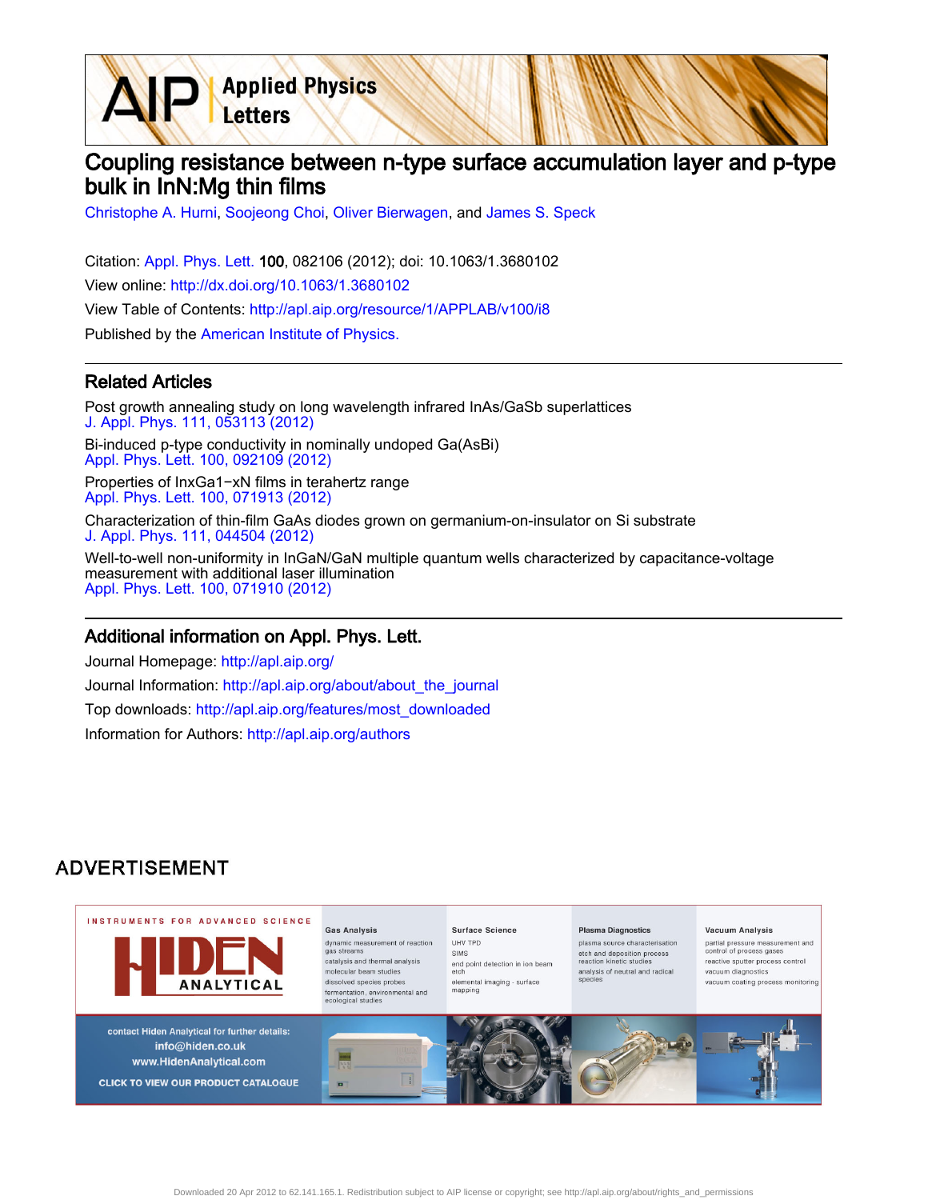# Coupling resistance between n-type surface accumulation layer and p-type bulk in InN:Mg thin films

Christophe A. Hurni, Soojeong Choi, Oliver Bierwagen, and James S. Speck

Citation: Appl. Phys. Lett. **100**, 082106 (2012); doi: 10.1063/1.3680102

View online: http://dx.doi.org/10.1063/1.3680102

View Table of Contents: http://apl.aip.org/resource/1/APPLAB/v100/i8

Published by the American Institute of Physics.

## Related Articles

Post growth annealing study on long wavelength infrared InAs/GaSb superlattices
J. Appl. Phys. 111, 053113 (2012)

Bi-induced p-type conductivity in nominally undoped Ga(AsBi)
Appl. Phys. Lett. 100, 092109 (2012)

Properties of InxGa1−xN films in terahertz range
Appl. Phys. Lett. 100, 071913 (2012)

Characterization of thin-film GaAs diodes grown on germanium-on-insulator on Si substrate
J. Appl. Phys. 111, 044504 (2012)

Well-to-well non-uniformity in InGaN/GaN multiple quantum wells characterized by capacitance-voltage measurement with additional laser illumination
Appl. Phys. Lett. 100, 071910 (2012)

## Additional information on Appl. Phys. Lett.

Journal Homepage: http://apl.aip.org/

Journal Information: http://apl.aip.org/about/about_the_journal

Top downloads: http://apl.aip.org/features/most_downloaded

Information for Authors: http://apl.aip.org/authors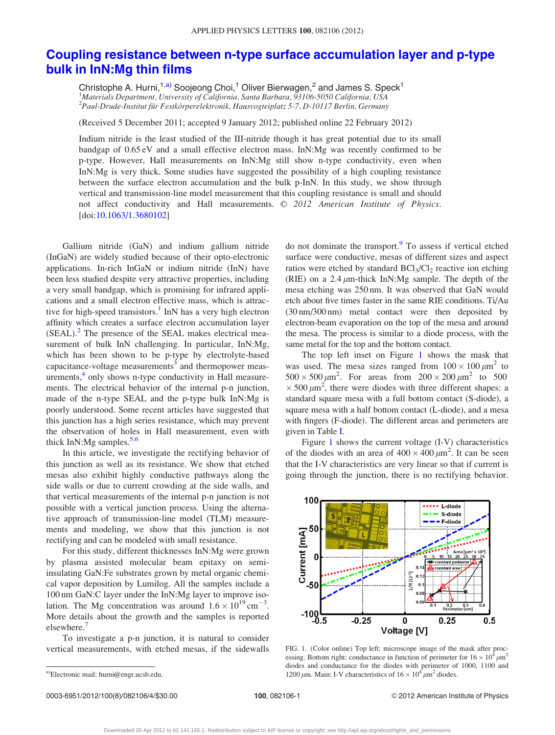# Coupling resistance between n-type surface accumulation layer and p-type bulk in InN:Mg thin films

Christophe A. Hurni,[1,a)] Soojeong Choi,[1] Oliver Bierwagen,[2] and James S. Speck[1]

[1]*Materials Department, University of California, Santa Barbara, 93106-5050 California, USA*
[2]*Paul-Drude-Institut für Festkörperelektronik, Hausvogteiplatz 5-7, D-10117 Berlin, Germany*

(Received 5 December 2011; accepted 9 January 2012; published online 22 February 2012)

Indium nitride is the least studied of the III-nitride though it has great potential due to its small bandgap of 0.65 eV and a small effective electron mass. InN:Mg was recently confirmed to be p-type. However, Hall measurements on InN:Mg still show n-type conductivity, even when InN:Mg is very thick. Some studies have suggested the possibility of a high coupling resistance between the surface electron accumulation and the bulk p-InN. In this study, we show through vertical and transmission-line model measurement that this coupling resistance is small and should not affect conductivity and Hall measurements. © *2012 American Institute of Physics*. [doi:10.1063/1.3680102]

Gallium nitride (GaN) and indium gallium nitride (InGaN) are widely studied because of their opto-electronic applications. In-rich InGaN or indium nitride (InN) have been less studied despite very attractive properties, including a very small bandgap, which is promising for infrared applications and a small electron effective mass, which is attractive for high-speed transistors.[1] InN has a very high electron affinity which creates a surface electron accumulation layer (SEAL).[2] The presence of the SEAL makes electrical measurement of bulk InN challenging. In particular, InN:Mg, which has been shown to be p-type by electrolyte-based capacitance-voltage measurements[3] and thermopower measurements,[4] only shows n-type conductivity in Hall measurements. The electrical behavior of the internal p-n junction, made of the n-type SEAL and the p-type bulk InN:Mg is poorly understood. Some recent articles have suggested that this junction has a high series resistance, which may prevent the observation of holes in Hall measurement, even with thick InN:Mg samples.[5,6]

In this article, we investigate the rectifying behavior of this junction as well as its resistance. We show that etched mesas also exhibit highly conductive pathways along the side walls or due to current crowding at the side walls, and that vertical measurements of the internal p-n junction is not possible with a vertical junction process. Using the alternative approach of transmission-line model (TLM) measurements and modeling, we show that this junction is not rectifying and can be modeled with small resistance.

For this study, different thicknesses InN:Mg were grown by plasma assisted molecular beam epitaxy on semi-insulating GaN:Fe substrates grown by metal organic chemical vapor deposition by Lumilog. All the samples include a 100 nm GaN:C layer under the InN:Mg layer to improve isolation. The Mg concentration was around $1.6 \times 10^{19}\,\text{cm}^{-3}$. More details about the growth and the samples is reported elsewhere.[7]

To investigate a p-n junction, it is natural to consider vertical measurements, with etched mesas, if the sidewalls do not dominate the transport.[9] To assess if vertical etched surface were conductive, mesas of different sizes and aspect ratios were etched by standard $BCl_3/Cl_2$ reactive ion etching (RIE) on a 2.4 μm-thick InN:Mg sample. The depth of the mesa etching was 250 nm. It was observed that GaN would etch about five times faster in the same RIE conditions. Ti/Au (30 nm/300 nm) metal contact were then deposited by electron-beam evaporation on the top of the mesa and around the mesa. The process is similar to a diode process, with the same metal for the top and the bottom contact.

The top left inset on Figure 1 shows the mask that was used. The mesa sizes ranged from $100 \times 100\,\mu\text{m}^2$ to $500 \times 500\,\mu\text{m}^2$. For areas from $200 \times 200\,\mu\text{m}^2$ to $500 \times 500\,\mu\text{m}^2$, there were diodes with three different shapes: a standard square mesa with a full bottom contact (S-diode), a square mesa with a half bottom contact (L-diode), and a mesa with fingers (F-diode). The different areas and perimeters are given in Table I.

Figure 1 shows the current voltage (I-V) characteristics of the diodes with an area of $400 \times 400\,\mu\text{m}^2$. It can be seen that the I-V characteristics are very linear so that if current is going through the junction, there is no rectifying behavior.

FIG. 1. (Color online) Top left: microscope image of the mask after processing. Bottom right: conductance in function of perimeter for $16 \times 10^4\,\mu\text{m}^2$ diodes and conductance for the diodes with perimeter of 1000, 1100 and 1200 μm. Main: I-V characteristics of $16 \times 10^4\,\mu\text{m}^2$ diodes.

a)Electronic mail: hurni@engr.ucsb.edu.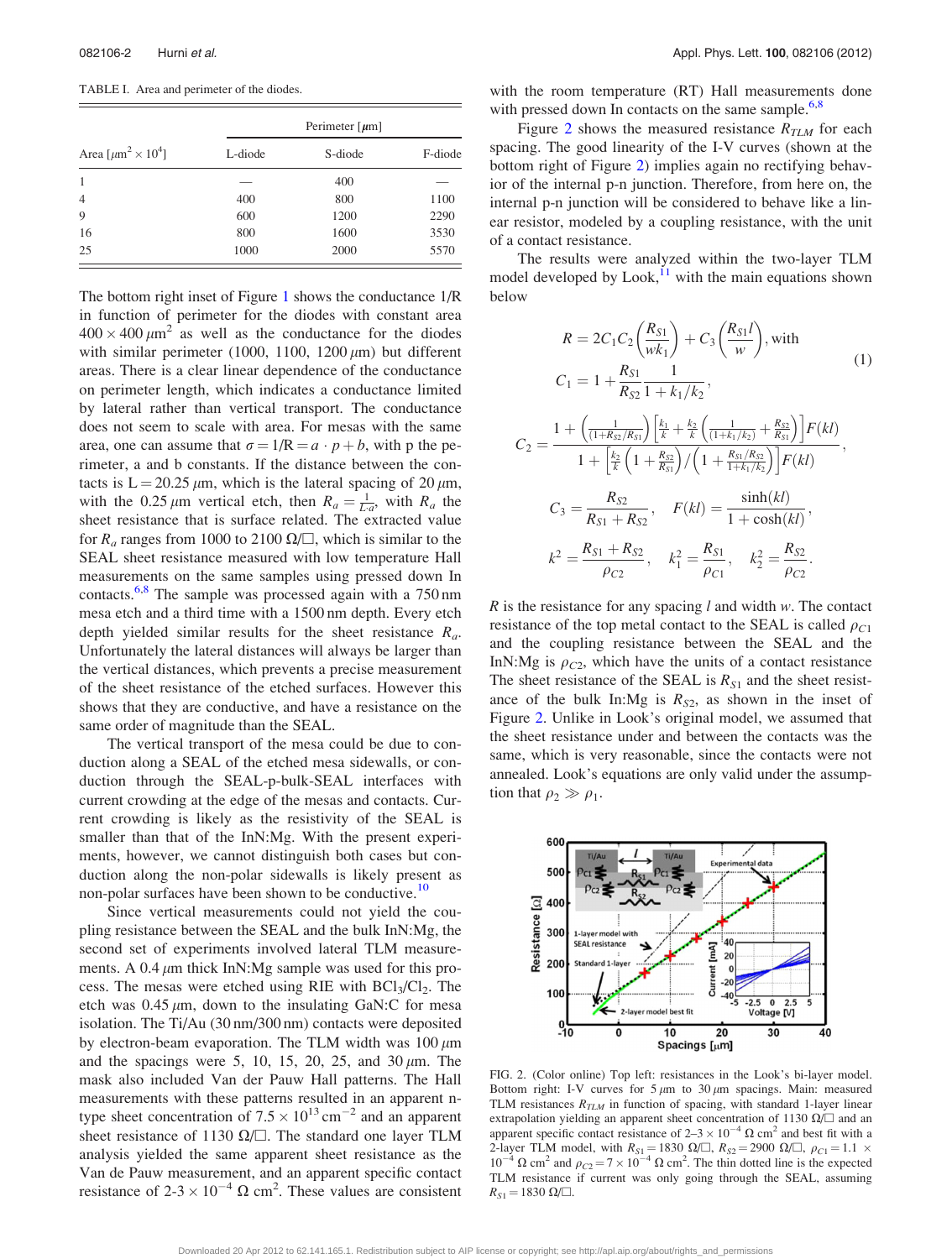TABLE I. Area and perimeter of the diodes.

| Area [$\mu m^2 \times 10^4$] | Perimeter [$\mu$m] | | |
|---|---|---|---|
| | L-diode | S-diode | F-diode |
| 1 | — | 400 | — |
| 4 | 400 | 800 | 1100 |
| 9 | 600 | 1200 | 2290 |
| 16 | 800 | 1600 | 3530 |
| 25 | 1000 | 2000 | 5570 |

The bottom right inset of Figure 1 shows the conductance 1/R in function of perimeter for the diodes with constant area $400 \times 400\ \mu m^2$ as well as the conductance for the diodes with similar perimeter (1000, 1100, 1200 $\mu$m) but different areas. There is a clear linear dependence of the conductance on perimeter length, which indicates a conductance limited by lateral rather than vertical transport. The conductance does not seem to scale with area. For mesas with the same area, one can assume that $\sigma = 1/R = a \cdot p + b$, with p the perimeter, a and b constants. If the distance between the contacts is L = 20.25 $\mu$m, which is the lateral spacing of 20 $\mu$m, with the 0.25 $\mu$m vertical etch, then $R_a = \frac{1}{L \cdot a}$, with $R_a$ the sheet resistance that is surface related. The extracted value for $R_a$ ranges from 1000 to 2100 $\Omega/\square$, which is similar to the SEAL sheet resistance measured with low temperature Hall measurements on the same samples using pressed down In contacts.[6,8] The sample was processed again with a 750 nm mesa etch and a third time with a 1500 nm depth. Every etch depth yielded similar results for the sheet resistance $R_a$. Unfortunately the lateral distances will always be larger than the vertical distances, which prevents a precise measurement of the sheet resistance of the etched surfaces. However this shows that they are conductive, and have a resistance on the same order of magnitude than the SEAL.

The vertical transport of the mesa could be due to conduction along a SEAL of the etched mesa sidewalls, or conduction through the SEAL-p-bulk-SEAL interfaces with current crowding at the edge of the mesas and contacts. Current crowding is likely as the resistivity of the SEAL is smaller than that of the InN:Mg. With the present experiments, however, we cannot distinguish both cases but conduction along the non-polar sidewalls is likely present as non-polar surfaces have been shown to be conductive.[10]

Since vertical measurements could not yield the coupling resistance between the SEAL and the bulk InN:Mg, the second set of experiments involved lateral TLM measurements. A 0.4 $\mu$m thick InN:Mg sample was used for this process. The mesas were etched using RIE with $BCl_3/Cl_2$. The etch was 0.45 $\mu$m, down to the insulating GaN:C for mesa isolation. The Ti/Au (30 nm/300 nm) contacts were deposited by electron-beam evaporation. The TLM width was 100 $\mu$m and the spacings were 5, 10, 15, 20, 25, and 30 $\mu$m. The mask also included Van der Pauw Hall patterns. The Hall measurements with these patterns resulted in an apparent n-type sheet concentration of $7.5 \times 10^{13}$ cm$^{-2}$ and an apparent sheet resistance of 1130 $\Omega/\square$. The standard one layer TLM analysis yielded the same apparent sheet resistance as the Van de Pauw measurement, and an apparent specific contact resistance of 2-3 $\times 10^{-4}\ \Omega$ cm$^2$. These values are consistent with the room temperature (RT) Hall measurements done with pressed down In contacts on the same sample.[6,8]

Figure 2 shows the measured resistance $R_{TLM}$ for each spacing. The good linearity of the I-V curves (shown at the bottom right of Figure 2) implies again no rectifying behavior of the internal p-n junction. Therefore, from here on, the internal p-n junction will be considered to behave like a linear resistor, modeled by a coupling resistance, with the unit of a contact resistance.

The results were analyzed within the two-layer TLM model developed by Look,[11] with the main equations shown below

$$R = 2C_1C_2\left(\frac{R_{S1}}{wk_1}\right) + C_3\left(\frac{R_{S1}l}{w}\right), \text{with}$$
$$C_1 = 1 + \frac{R_{S1}}{R_{S2}}\frac{1}{1+k_1/k_2}, \tag{1}$$

$$C_2 = \frac{1 + \left(\frac{1}{(1+R_{S2}/R_{S1})}\right)\left[\frac{k_1}{k} + \frac{k_2}{k}\left(\frac{1}{(1+k_1/k_2)} + \frac{R_{S2}}{R_{S1}}\right)\right]F(kl)}{1 + \left[\frac{k_2}{k}\left(1+\frac{R_{S2}}{R_{S1}}\right)/\left(1+\frac{R_{S1}/R_{S2}}{1+k_1/k_2}\right)\right]F(kl)},$$

$$C_3 = \frac{R_{S2}}{R_{S1}+R_{S2}}, \quad F(kl) = \frac{\sinh(kl)}{1+\cosh(kl)},$$

$$k^2 = \frac{R_{S1}+R_{S2}}{\rho_{C2}}, \quad k_1^2 = \frac{R_{S1}}{\rho_{C1}}, \quad k_2^2 = \frac{R_{S2}}{\rho_{C2}}.$$

$R$ is the resistance for any spacing $l$ and width $w$. The contact resistance of the top metal contact to the SEAL is called $\rho_{C1}$ and the coupling resistance between the SEAL and the InN:Mg is $\rho_{C2}$, which have the units of a contact resistance The sheet resistance of the SEAL is $R_{S1}$ and the sheet resistance of the bulk In:Mg is $R_{S2}$, as shown in the inset of Figure 2. Unlike in Look's original model, we assumed that the sheet resistance under and between the contacts was the same, which is very reasonable, since the contacts were not annealed. Look's equations are only valid under the assumption that $\rho_2 \gg \rho_1$.

FIG. 2. (Color online) Top left: resistances in the Look's bi-layer model. Bottom right: I-V curves for 5 $\mu$m to 30 $\mu$m spacings. Main: measured TLM resistances $R_{TLM}$ in function of spacing, with standard 1-layer linear extrapolation yielding an apparent sheet concentration of 1130 $\Omega/\square$ and an apparent specific contact resistance of 2–3 $\times 10^{-4}\ \Omega$ cm$^2$ and best fit with a 2-layer TLM model, with $R_{S1}$ = 1830 $\Omega/\square$, $R_{S2}$ = 2900 $\Omega/\square$, $\rho_{C1}$ = 1.1 $\times 10^{-4}\ \Omega$ cm$^2$ and $\rho_{C2}$ = 7 $\times 10^{-4}\ \Omega$ cm$^2$. The thin dotted line is the expected TLM resistance if current was only going through the SEAL, assuming $R_{S1}$ = 1830 $\Omega/\square$.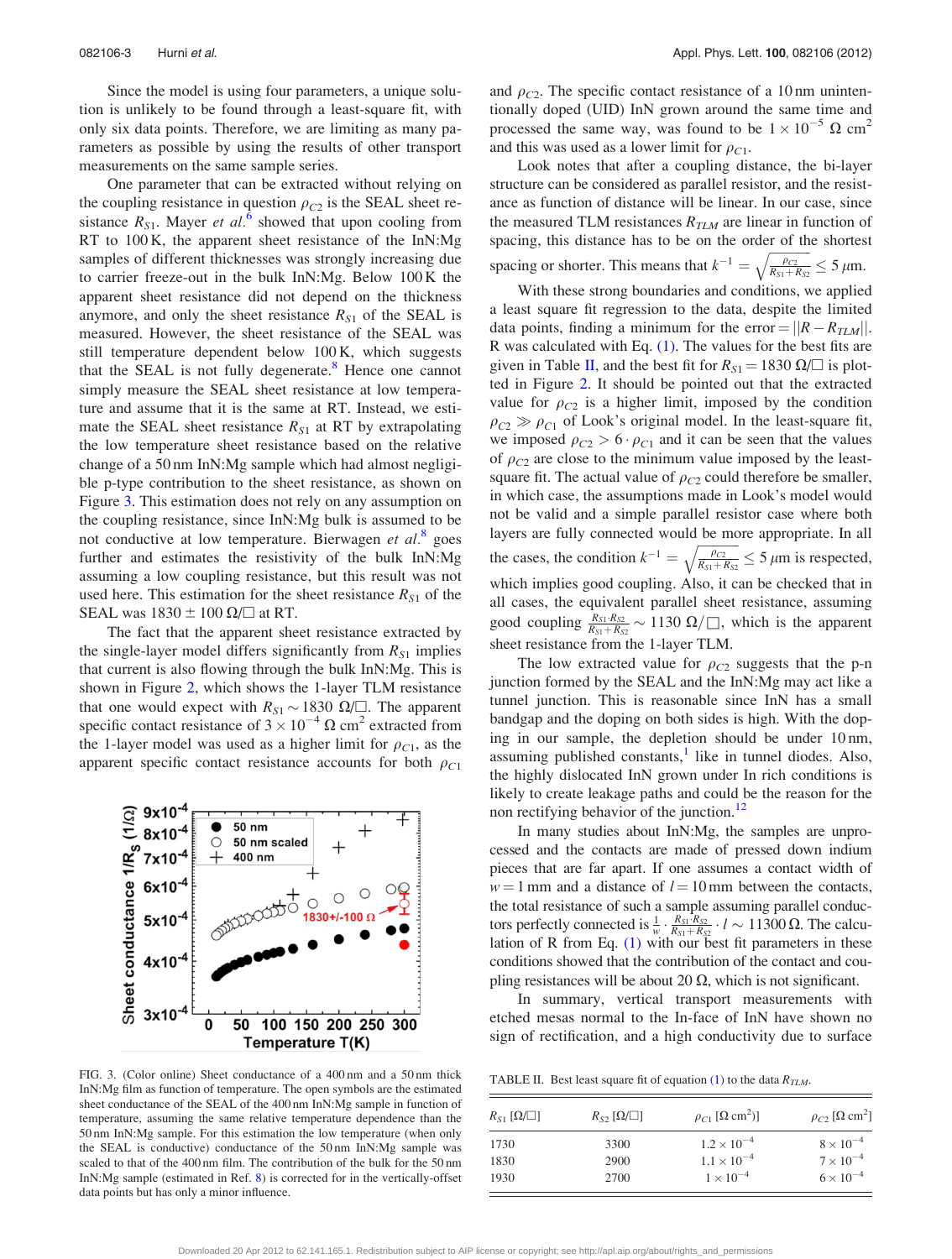Since the model is using four parameters, a unique solution is unlikely to be found through a least-square fit, with only six data points. Therefore, we are limiting as many parameters as possible by using the results of other transport measurements on the same sample series.

One parameter that can be extracted without relying on the coupling resistance in question $\rho_{C2}$ is the SEAL sheet resistance $R_{S1}$. Mayer *et al.*[6] showed that upon cooling from RT to 100 K, the apparent sheet resistance of the InN:Mg samples of different thicknesses was strongly increasing due to carrier freeze-out in the bulk InN:Mg. Below 100 K the apparent sheet resistance did not depend on the thickness anymore, and only the sheet resistance $R_{S1}$ of the SEAL is measured. However, the sheet resistance of the SEAL was still temperature dependent below 100 K, which suggests that the SEAL is not fully degenerate.[8] Hence one cannot simply measure the SEAL sheet resistance at low temperature and assume that it is the same at RT. Instead, we estimate the SEAL sheet resistance $R_{S1}$ at RT by extrapolating the low temperature sheet resistance based on the relative change of a 50 nm InN:Mg sample which had almost negligible p-type contribution to the sheet resistance, as shown on Figure 3. This estimation does not rely on any assumption on the coupling resistance, since InN:Mg bulk is assumed to be not conductive at low temperature. Bierwagen *et al.*[8] goes further and estimates the resistivity of the bulk InN:Mg assuming a low coupling resistance, but this result was not used here. This estimation for the sheet resistance $R_{S1}$ of the SEAL was $1830 \pm 100\ \Omega/\square$ at RT.

The fact that the apparent sheet resistance extracted by the single-layer model differs significantly from $R_{S1}$ implies that current is also flowing through the bulk InN:Mg. This is shown in Figure 2, which shows the 1-layer TLM resistance that one would expect with $R_{S1} \sim 1830\ \Omega/\square$. The apparent specific contact resistance of $3 \times 10^{-4}\ \Omega\ \text{cm}^2$ extracted from the 1-layer model was used as a higher limit for $\rho_{C1}$, as the apparent specific contact resistance accounts for both $\rho_{C1}$ and $\rho_{C2}$. The specific contact resistance of a 10 nm unintentionally doped (UID) InN grown around the same time and processed the same way, was found to be $1 \times 10^{-5}\ \Omega\ \text{cm}^2$ and this was used as a lower limit for $\rho_{C1}$.

FIG. 3. (Color online) Sheet conductance of a 400 nm and a 50 nm thick InN:Mg film as function of temperature. The open symbols are the estimated sheet conductance of the SEAL of the 400 nm InN:Mg sample in function of temperature, assuming the same relative temperature dependence than the 50 nm InN:Mg sample. For this estimation the low temperature (when only the SEAL is conductive) conductance of the 50 nm InN:Mg sample was scaled to that of the 400 nm film. The contribution of the bulk for the 50 nm InN:Mg sample (estimated in Ref. 8) is corrected for in the vertically-offset data points but has only a minor influence.

Look notes that after a coupling distance, the bi-layer structure can be considered as parallel resistor, and the resistance as function of distance will be linear. In our case, since the measured TLM resistances $R_{TLM}$ are linear in function of spacing, this distance has to be on the order of the shortest spacing or shorter. This means that $k^{-1} = \sqrt{\frac{\rho_{C2}}{R_{S1}+R_{S2}}} \le 5\ \mu\text{m}$.

With these strong boundaries and conditions, we applied a least square fit regression to the data, despite the limited data points, finding a minimum for the error $= ||R - R_{TLM}||$. R was calculated with Eq. (1). The values for the best fits are given in Table II, and the best fit for $R_{S1} = 1830\ \Omega/\square$ is plotted in Figure 2. It should be pointed out that the extracted value for $\rho_{C2}$ is a higher limit, imposed by the condition $\rho_{C2} \gg \rho_{C1}$ of Look's original model. In the least-square fit, we imposed $\rho_{C2} > 6 \cdot \rho_{C1}$ and it can be seen that the values of $\rho_{C2}$ are close to the minimum value imposed by the least-square fit. The actual value of $\rho_{C2}$ could therefore be smaller, in which case, the assumptions made in Look's model would not be valid and a simple parallel resistor case where both layers are fully connected would be more appropriate. In all the cases, the condition $k^{-1} = \sqrt{\frac{\rho_{C2}}{R_{S1}+R_{S2}}} \le 5\ \mu\text{m}$ is respected, which implies good coupling. Also, it can be checked that in all cases, the equivalent parallel sheet resistance, assuming good coupling $\frac{R_{S1} \cdot R_{S2}}{R_{S1}+R_{S2}} \sim 1130\ \Omega/\square$, which is the apparent sheet resistance from the 1-layer TLM.

The low extracted value for $\rho_{C2}$ suggests that the p-n junction formed by the SEAL and the InN:Mg may act like a tunnel junction. This is reasonable since InN has a small bandgap and the doping on both sides is high. With the doping in our sample, the depletion should be under 10 nm, assuming published constants,[1] like in tunnel diodes. Also, the highly dislocated InN grown under In rich conditions is likely to create leakage paths and could be the reason for the non rectifying behavior of the junction.[12]

In many studies about InN:Mg, the samples are unprocessed and the contacts are made of pressed down indium pieces that are far apart. If one assumes a contact width of $w = 1$ mm and a distance of $l = 10$ mm between the contacts, the total resistance of such a sample assuming parallel conductors perfectly connected is $\frac{1}{w} \cdot \frac{R_{S1} \cdot R_{S2}}{R_{S1}+R_{S2}} \cdot l \sim 11300\ \Omega$. The calculation of R from Eq. (1) with our best fit parameters in these conditions showed that the contribution of the contact and coupling resistances will be about 20 Ω, which is not significant.

In summary, vertical transport measurements with etched mesas normal to the In-face of InN have shown no sign of rectification, and a high conductivity due to surface

TABLE II. Best least square fit of equation (1) to the data $R_{TLM}$.

| $R_{S1}$ [Ω/□] | $R_{S2}$ [Ω/□] | $\rho_{C1}$ [Ω cm²)] | $\rho_{C2}$ [Ω cm²] |
|---|---|---|---|
| 1730 | 3300 | $1.2 \times 10^{-4}$ | $8 \times 10^{-4}$ |
| 1830 | 2900 | $1.1 \times 10^{-4}$ | $7 \times 10^{-4}$ |
| 1930 | 2700 | $1 \times 10^{-4}$ | $6 \times 10^{-4}$ |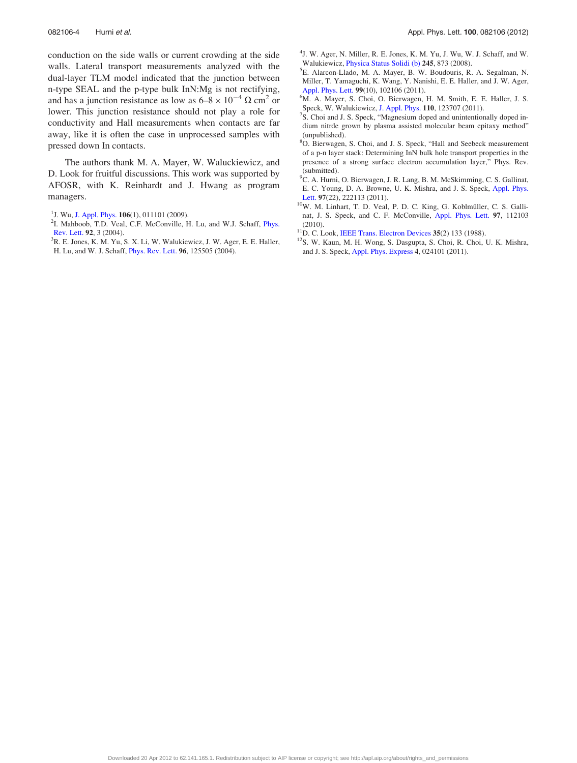conduction on the side walls or current crowding at the side walls. Lateral transport measurements analyzed with the dual-layer TLM model indicated that the junction between n-type SEAL and the p-type bulk InN:Mg is not rectifying, and has a junction resistance as low as $6–8 \times 10^{-4}\ \Omega\ \text{cm}^2$ or lower. This junction resistance should not play a role for conductivity and Hall measurements when contacts are far away, like it is often the case in unprocessed samples with pressed down In contacts.

The authors thank M. A. Mayer, W. Waluckiewicz, and D. Look for fruitful discussions. This work was supported by AFOSR, with K. Reinhardt and J. Hwang as program managers.

[1] J. Wu, J. Appl. Phys. **106**(1), 011101 (2009).

[2] I. Mahboob, T.D. Veal, C.F. McConville, H. Lu, and W.J. Schaff, Phys. Rev. Lett. **92**, 3 (2004).

[3] R. E. Jones, K. M. Yu, S. X. Li, W. Walukiewicz, J. W. Ager, E. E. Haller, H. Lu, and W. J. Schaff, Phys. Rev. Lett. **96**, 125505 (2004).

[4] J. W. Ager, N. Miller, R. E. Jones, K. M. Yu, J. Wu, W. J. Schaff, and W. Walukiewicz, Physica Status Solidi (b) **245**, 873 (2008).

[5] E. Alarcon-Llado, M. A. Mayer, B. W. Boudouris, R. A. Segalman, N. Miller, T. Yamaguchi, K. Wang, Y. Nanishi, E. E. Haller, and J. W. Ager, Appl. Phys. Lett. **99**(10), 102106 (2011).

[6] M. A. Mayer, S. Choi, O. Bierwagen, H. M. Smith, E. E. Haller, J. S. Speck, W. Walukiewicz, J. Appl. Phys. **110**, 123707 (2011).

[7] S. Choi and J. S. Speck, "Magnesium doped and unintentionally doped indium nitrde grown by plasma assisted molecular beam epitaxy method" (unpublished).

[8] O. Bierwagen, S. Choi, and J. S. Speck, "Hall and Seebeck measurement of a p-n layer stack: Determining InN bulk hole transport properties in the presence of a strong surface electron accumulation layer," Phys. Rev. (submitted).

[9] C. A. Hurni, O. Bierwagen, J. R. Lang, B. M. McSkimming, C. S. Gallinat, E. C. Young, D. A. Browne, U. K. Mishra, and J. S. Speck, Appl. Phys. Lett. **97**(22), 222113 (2011).

[10] W. M. Linhart, T. D. Veal, P. D. C. King, G. Koblmüller, C. S. Gallinat, J. S. Speck, and C. F. McConville, Appl. Phys. Lett. **97**, 112103 (2010).

[11] D. C. Look, IEEE Trans. Electron Devices **35**(2) 133 (1988).

[12] S. W. Kaun, M. H. Wong, S. Dasgupta, S. Choi, R. Choi, U. K. Mishra, and J. S. Speck, Appl. Phys. Express **4**, 024101 (2011).